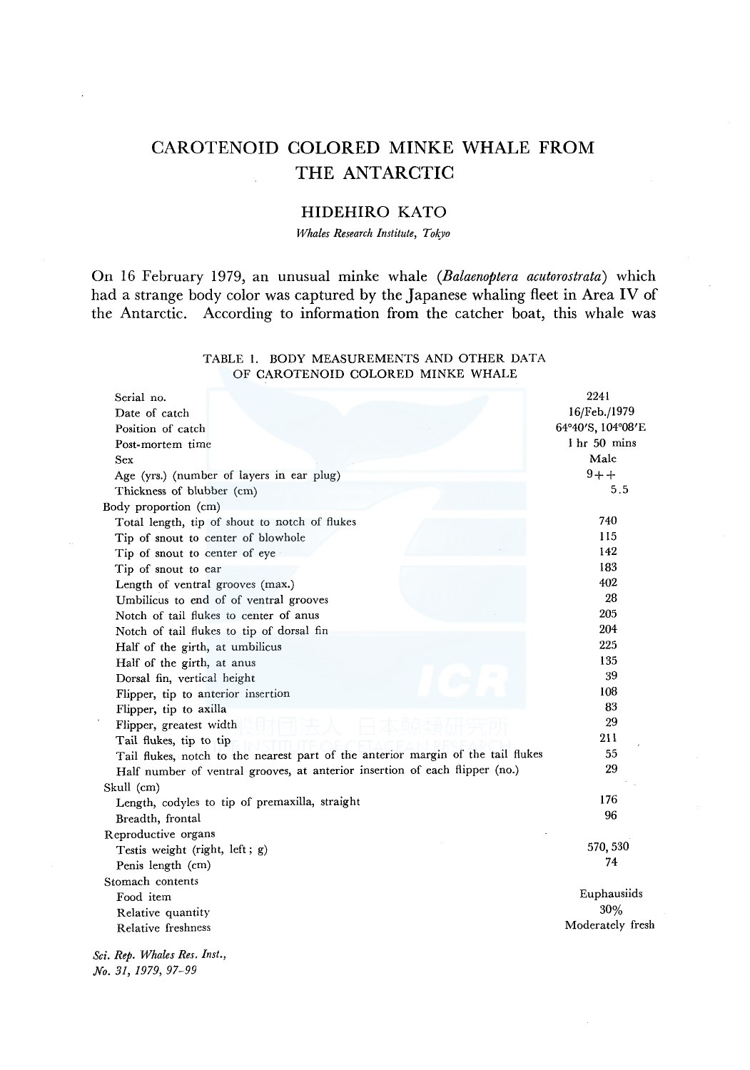# CAROTENOID COLORED MINKE WHALE FROM THE ANTARCTIC

## HIDEHIRO KATO

*Whales Research Institute, Tokyo*

On 16 February 1979, an unusual minke whale (*Balaenoptera acutorostrata*) which had a strange body color was captured by the Japanese whaling fleet in Area IV of the Antarctic. According to information from the catcher boat, this whale was

TABLE 1. BODY MEASUREMENTS AND OTHER DATA OF CAROTENOID COLORED MINKE WHALE

| | |
|---|---|
| Serial no. | 2241 |
| Date of catch | 16/Feb./1979 |
| Position of catch | 64°40′S, 104°08′E |
| Post-mortem time | 1 hr 50 mins |
| Sex | Male |
| Age (yrs.) (number of layers in ear plug) | 9++ |
| Thickness of blubber (cm) | 5.5 |
| Body proportion (cm) | |
| Total length, tip of shout to notch of flukes | 740 |
| Tip of snout to center of blowhole | 115 |
| Tip of snout to center of eye | 142 |
| Tip of snout to ear | 183 |
| Length of ventral grooves (max.) | 402 |
| Umbilicus to end of of ventral grooves | 28 |
| Notch of tail flukes to center of anus | 205 |
| Notch of tail flukes to tip of dorsal fin | 204 |
| Half of the girth, at umbilicus | 225 |
| Half of the girth, at anus | 135 |
| Dorsal fin, vertical height | 39 |
| Flipper, tip to anterior insertion | 108 |
| Flipper, tip to axilla | 83 |
| Flipper, greatest width | 29 |
| Tail flukes, tip to tip | 211 |
| Tail flukes, notch to the nearest part of the anterior margin of the tail flukes | 55 |
| Half number of ventral grooves, at anterior insertion of each flipper (no.) | 29 |
| Skull (cm) | |
| Length, codyles to tip of premaxilla, straight | 176 |
| Breadth, frontal | 96 |
| Reproductive organs | |
| Testis weight (right, left; g) | 570, 530 |
| Penis length (cm) | 74 |
| Stomach contents | |
| Food item | Euphausiids |
| Relative quantity | 30% |
| Relative freshness | Moderately fresh |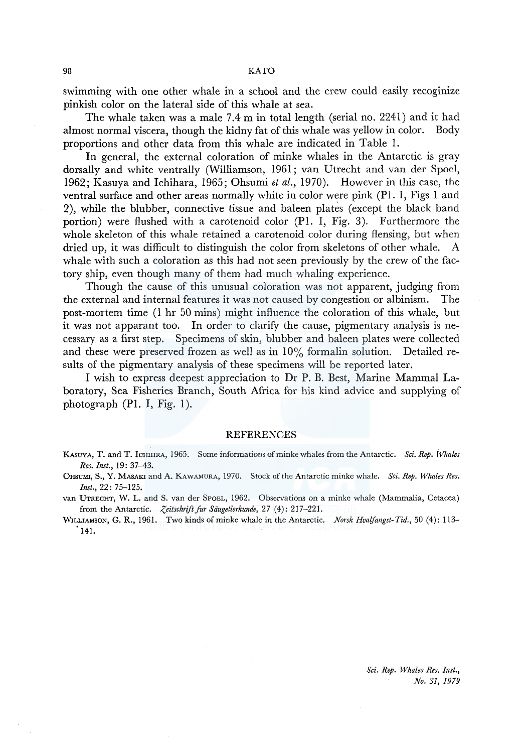swimming with one other whale in a school and the crew could easily recoginize pinkish color on the lateral side of this whale at sea.

The whale taken was a male 7.4 m in total length (serial no. 2241) and it had almost normal viscera, though the kidny fat of this whale was yellow in color. Body proportions and other data from this whale are indicated in Table 1.

In general, the external coloration of minke whales in the Antarctic is gray dorsally and white ventrally (Williamson, 1961; van Utrecht and van der Spoel, 1962; Kasuya and Ichihara, 1965; Ohsumi *et al.*, 1970). However in this case, the ventral surface and other areas normally white in color were pink (Pl. I, Figs 1 and 2), while the blubber, connective tissue and baleen plates (except the black band portion) were flushed with a carotenoid color (Pl. I, Fig. 3). Furthermore the whole skeleton of this whale retained a carotenoid color during flensing, but when dried up, it was difficult to distinguish the color from skeletons of other whale. A whale with such a coloration as this had not seen previously by the crew of the factory ship, even though many of them had much whaling experience.

Though the cause of this unusual coloration was not apparent, judging from the external and internal features it was not caused by congestion or albinism. The post-mortem time (1 hr 50 mins) might influence the coloration of this whale, but it was not apparant too. In order to clarify the cause, pigmentary analysis is necessary as a first step. Specimens of skin, blubber and baleen plates were collected and these were preserved frozen as well as in 10% formalin solution. Detailed results of the pigmentary analysis of these specimens will be reported later.

I wish to express deepest appreciation to Dr P. B. Best, Marine Mammal Laboratory, Sea Fisheries Branch, South Africa for his kind advice and supplying of photograph (Pl. I, Fig. 1).

## REFERENCES

Kasuya, T. and T. Ichihra, 1965. Some informations of minke whales from the Antarctic. *Sci. Rep. Whales Res. Inst.*, 19: 37–43.

Ohsumi, S., Y. Masaki and A. Kawamura, 1970. Stock of the Antarctic minke whale. *Sci. Rep. Whales Res. Inst.*, 22: 75–125.

van Utrecht, W. L. and S. van der Spoel, 1962. Observations on a minke whale (Mammalia, Cetacea) from the Antarctic. *Zeitschrift fur Säugetierkunde*, 27 (4): 217–221.

Williamson, G. R., 1961. Two kinds of minke whale in the Antarctic. *Norsk Hvalfangst-Tid.*, 50 (4): 113–141.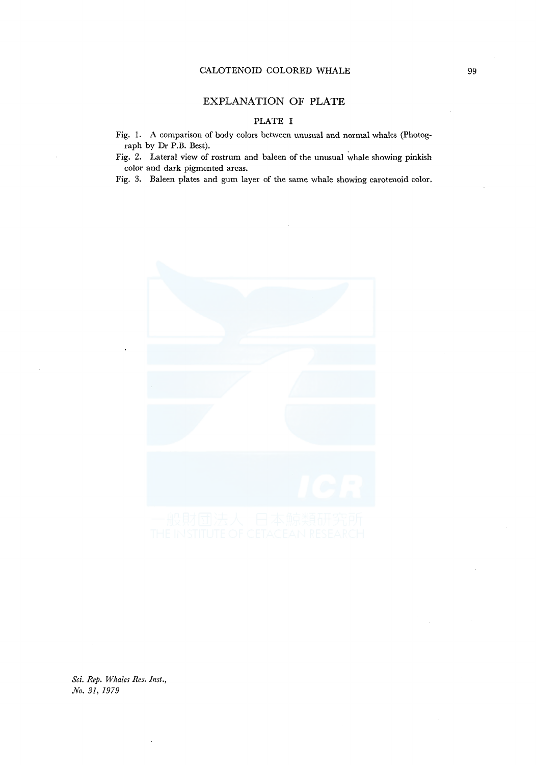## EXPLANATION OF PLATE

### PLATE I

Fig. 1. A comparison of body colors between unusual and normal whales (Photograph by Dr P.B. Best).

Fig. 2. Lateral view of rostrum and baleen of the unusual whale showing pinkish color and dark pigmented areas.

Fig. 3. Baleen plates and gum layer of the same whale showing carotenoid color.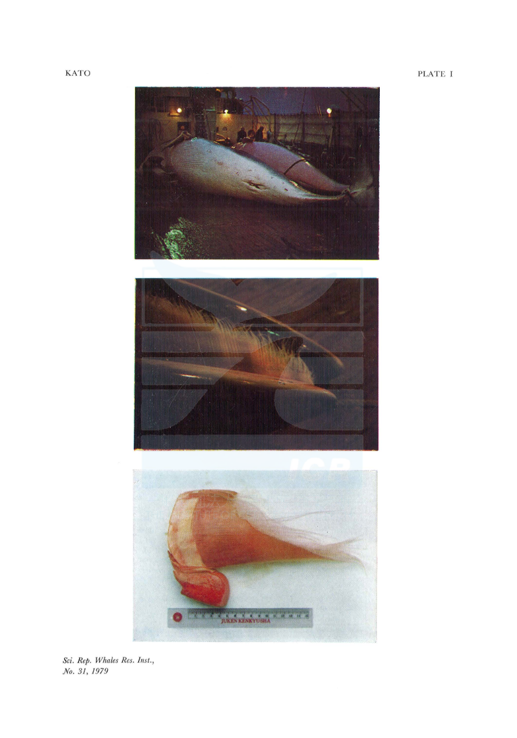PLATE I